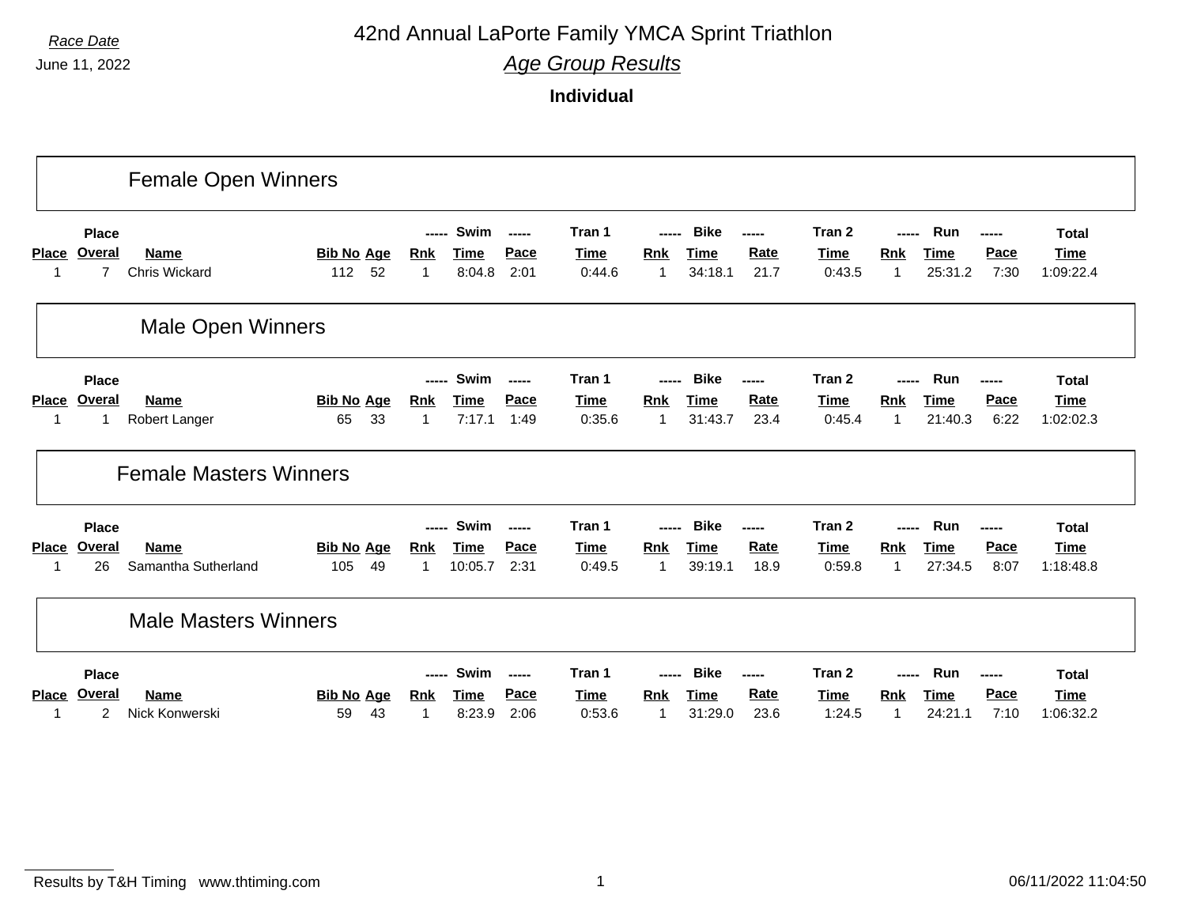*Race Date*

June 11, 2022

# 42nd Annual LaPorte Family YMCA Sprint Triathlon

## *Age Group Results*

**Individual**

### Female Open Winners

| Place | Place Overal | Name | Bib No | Age | Swim Rnk | Swim Time | Swim Pace | Tran 1 Time | Bike Rnk | Bike Time | Bike Rate | Tran 2 Time | Run Rnk | Run Time | Run Pace | Total Time |
|---|---|---|---|---|---|---|---|---|---|---|---|---|---|---|---|---|
| 1 | 7 | Chris Wickard | 112 | 52 | 1 | 8:04.8 | 2:01 | 0:44.6 | 1 | 34:18.1 | 21.7 | 0:43.5 | 1 | 25:31.2 | 7:30 | 1:09:22.4 |

### Male Open Winners

| Place | Place Overal | Name | Bib No | Age | Swim Rnk | Swim Time | Swim Pace | Tran 1 Time | Bike Rnk | Bike Time | Bike Rate | Tran 2 Time | Run Rnk | Run Time | Run Pace | Total Time |
|---|---|---|---|---|---|---|---|---|---|---|---|---|---|---|---|---|
| 1 | 1 | Robert Langer | 65 | 33 | 1 | 7:17.1 | 1:49 | 0:35.6 | 1 | 31:43.7 | 23.4 | 0:45.4 | 1 | 21:40.3 | 6:22 | 1:02:02.3 |

### Female Masters Winners

| Place | Place Overal | Name | Bib No | Age | Swim Rnk | Swim Time | Swim Pace | Tran 1 Time | Bike Rnk | Bike Time | Bike Rate | Tran 2 Time | Run Rnk | Run Time | Run Pace | Total Time |
|---|---|---|---|---|---|---|---|---|---|---|---|---|---|---|---|---|
| 1 | 26 | Samantha Sutherland | 105 | 49 | 1 | 10:05.7 | 2:31 | 0:49.5 | 1 | 39:19.1 | 18.9 | 0:59.8 | 1 | 27:34.5 | 8:07 | 1:18:48.8 |

### Male Masters Winners

| Place | Place Overal | Name | Bib No | Age | Swim Rnk | Swim Time | Swim Pace | Tran 1 Time | Bike Rnk | Bike Time | Bike Rate | Tran 2 Time | Run Rnk | Run Time | Run Pace | Total Time |
|---|---|---|---|---|---|---|---|---|---|---|---|---|---|---|---|---|
| 1 | 2 | Nick Konwerski | 59 | 43 | 1 | 8:23.9 | 2:06 | 0:53.6 | 1 | 31:29.0 | 23.6 | 1:24.5 | 1 | 24:21.1 | 7:10 | 1:06:32.2 |

Results by T&H Timing www.thtiming.com

06/11/2022 11:04:50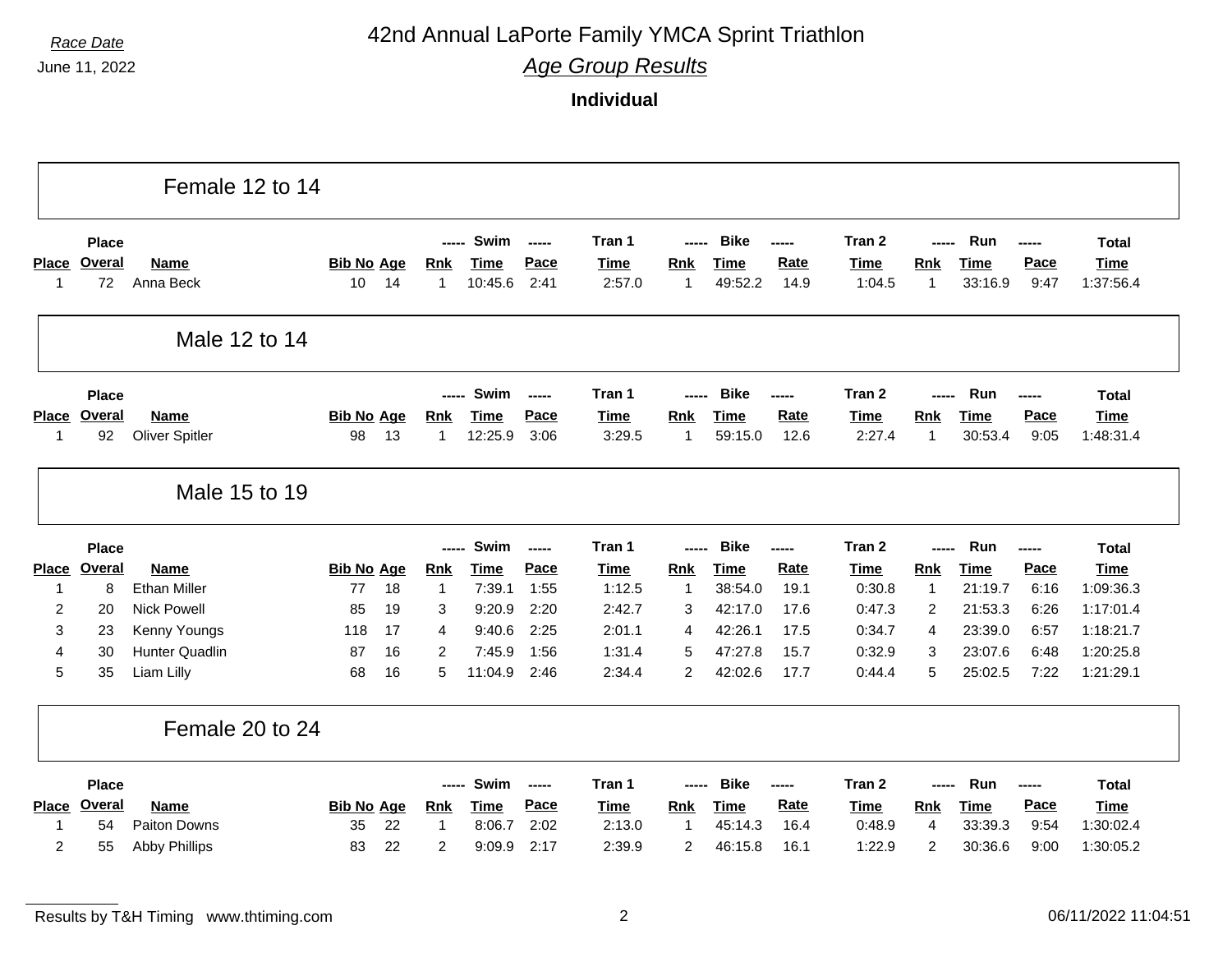Race Date

June 11, 2022

# 42nd Annual LaPorte Family YMCA Sprint Triathlon

## *Age Group Results*

**Individual**

### Female 12 to 14

| Place | Place Overal | Name | Bib No | Age | Swim Rnk | Swim Time | Swim Pace | Tran 1 Time | Bike Rnk | Bike Time | Bike Rate | Tran 2 Time | Run Rnk | Run Time | Run Pace | Total Time |
|---|---|---|---|---|---|---|---|---|---|---|---|---|---|---|---|---|
| 1 | 72 | Anna Beck | 10 | 14 | 1 | 10:45.6 | 2:41 | 2:57.0 | 1 | 49:52.2 | 14.9 | 1:04.5 | 1 | 33:16.9 | 9:47 | 1:37:56.4 |

### Male 12 to 14

| Place | Place Overal | Name | Bib No | Age | Swim Rnk | Swim Time | Swim Pace | Tran 1 Time | Bike Rnk | Bike Time | Bike Rate | Tran 2 Time | Run Rnk | Run Time | Run Pace | Total Time |
|---|---|---|---|---|---|---|---|---|---|---|---|---|---|---|---|---|
| 1 | 92 | Oliver Spitler | 98 | 13 | 1 | 12:25.9 | 3:06 | 3:29.5 | 1 | 59:15.0 | 12.6 | 2:27.4 | 1 | 30:53.4 | 9:05 | 1:48:31.4 |

### Male 15 to 19

| Place | Place Overal | Name | Bib No | Age | Swim Rnk | Swim Time | Swim Pace | Tran 1 Time | Bike Rnk | Bike Time | Bike Rate | Tran 2 Time | Run Rnk | Run Time | Run Pace | Total Time |
|---|---|---|---|---|---|---|---|---|---|---|---|---|---|---|---|---|
| 1 | 8 | Ethan Miller | 77 | 18 | 1 | 7:39.1 | 1:55 | 1:12.5 | 1 | 38:54.0 | 19.1 | 0:30.8 | 1 | 21:19.7 | 6:16 | 1:09:36.3 |
| 2 | 20 | Nick Powell | 85 | 19 | 3 | 9:20.9 | 2:20 | 2:42.7 | 3 | 42:17.0 | 17.6 | 0:47.3 | 2 | 21:53.3 | 6:26 | 1:17:01.4 |
| 3 | 23 | Kenny Youngs | 118 | 17 | 4 | 9:40.6 | 2:25 | 2:01.1 | 4 | 42:26.1 | 17.5 | 0:34.7 | 4 | 23:39.0 | 6:57 | 1:18:21.7 |
| 4 | 30 | Hunter Quadlin | 87 | 16 | 2 | 7:45.9 | 1:56 | 1:31.4 | 5 | 47:27.8 | 15.7 | 0:32.9 | 3 | 23:07.6 | 6:48 | 1:20:25.8 |
| 5 | 35 | Liam Lilly | 68 | 16 | 5 | 11:04.9 | 2:46 | 2:34.4 | 2 | 42:02.6 | 17.7 | 0:44.4 | 5 | 25:02.5 | 7:22 | 1:21:29.1 |

### Female 20 to 24

| Place | Place Overal | Name | Bib No | Age | Swim Rnk | Swim Time | Swim Pace | Tran 1 Time | Bike Rnk | Bike Time | Bike Rate | Tran 2 Time | Run Rnk | Run Time | Run Pace | Total Time |
|---|---|---|---|---|---|---|---|---|---|---|---|---|---|---|---|---|
| 1 | 54 | Paiton Downs | 35 | 22 | 1 | 8:06.7 | 2:02 | 2:13.0 | 1 | 45:14.3 | 16.4 | 0:48.9 | 4 | 33:39.3 | 9:54 | 1:30:02.4 |
| 2 | 55 | Abby Phillips | 83 | 22 | 2 | 9:09.9 | 2:17 | 2:39.9 | 2 | 46:15.8 | 16.1 | 1:22.9 | 2 | 30:36.6 | 9:00 | 1:30:05.2 |

Results by T&H Timing www.thtiming.com

06/11/2022 11:04:51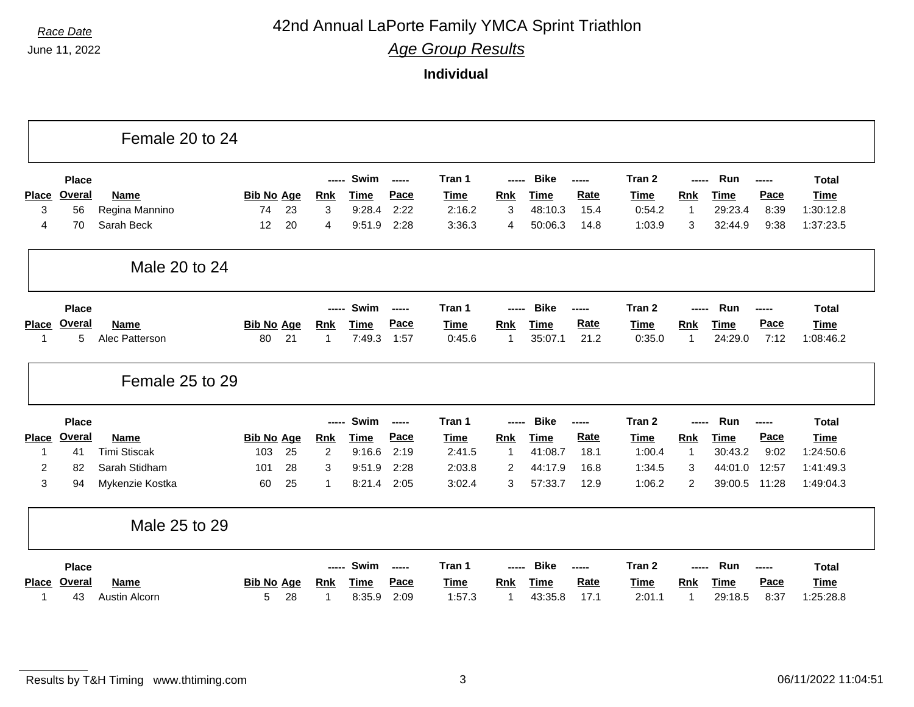# 42nd Annual LaPorte Family YMCA Sprint Triathlon

*Race Date*
June 11, 2022

## *Age Group Results*

**Individual**

### Female 20 to 24

| Place | Place Overal | Name | Bib No | Age | Swim Rnk | Swim Time | Swim Pace | Tran 1 Time | Bike Rnk | Bike Time | Bike Rate | Tran 2 Time | Run Rnk | Run Time | Run Pace | Total Time |
|---|---|---|---|---|---|---|---|---|---|---|---|---|---|---|---|---|
| 3 | 56 | Regina Mannino | 74 | 23 | 3 | 9:28.4 | 2:22 | 2:16.2 | 3 | 48:10.3 | 15.4 | 0:54.2 | 1 | 29:23.4 | 8:39 | 1:30:12.8 |
| 4 | 70 | Sarah Beck | 12 | 20 | 4 | 9:51.9 | 2:28 | 3:36.3 | 4 | 50:06.3 | 14.8 | 1:03.9 | 3 | 32:44.9 | 9:38 | 1:37:23.5 |

### Male 20 to 24

| Place | Place Overal | Name | Bib No | Age | Swim Rnk | Swim Time | Swim Pace | Tran 1 Time | Bike Rnk | Bike Time | Bike Rate | Tran 2 Time | Run Rnk | Run Time | Run Pace | Total Time |
|---|---|---|---|---|---|---|---|---|---|---|---|---|---|---|---|---|
| 1 | 5 | Alec Patterson | 80 | 21 | 1 | 7:49.3 | 1:57 | 0:45.6 | 1 | 35:07.1 | 21.2 | 0:35.0 | 1 | 24:29.0 | 7:12 | 1:08:46.2 |

### Female 25 to 29

| Place | Place Overal | Name | Bib No | Age | Swim Rnk | Swim Time | Swim Pace | Tran 1 Time | Bike Rnk | Bike Time | Bike Rate | Tran 2 Time | Run Rnk | Run Time | Run Pace | Total Time |
|---|---|---|---|---|---|---|---|---|---|---|---|---|---|---|---|---|
| 1 | 41 | Timi Stiscak | 103 | 25 | 2 | 9:16.6 | 2:19 | 2:41.5 | 1 | 41:08.7 | 18.1 | 1:00.4 | 1 | 30:43.2 | 9:02 | 1:24:50.6 |
| 2 | 82 | Sarah Stidham | 101 | 28 | 3 | 9:51.9 | 2:28 | 2:03.8 | 2 | 44:17.9 | 16.8 | 1:34.5 | 3 | 44:01.0 | 12:57 | 1:41:49.3 |
| 3 | 94 | Mykenzie Kostka | 60 | 25 | 1 | 8:21.4 | 2:05 | 3:02.4 | 3 | 57:33.7 | 12.9 | 1:06.2 | 2 | 39:00.5 | 11:28 | 1:49:04.3 |

### Male 25 to 29

| Place | Place Overal | Name | Bib No | Age | Swim Rnk | Swim Time | Swim Pace | Tran 1 Time | Bike Rnk | Bike Time | Bike Rate | Tran 2 Time | Run Rnk | Run Time | Run Pace | Total Time |
|---|---|---|---|---|---|---|---|---|---|---|---|---|---|---|---|---|
| 1 | 43 | Austin Alcorn | 5 | 28 | 1 | 8:35.9 | 2:09 | 1:57.3 | 1 | 43:35.8 | 17.1 | 2:01.1 | 1 | 29:18.5 | 8:37 | 1:25:28.8 |

Results by T&H Timing www.thtiming.com 06/11/2022 11:04:51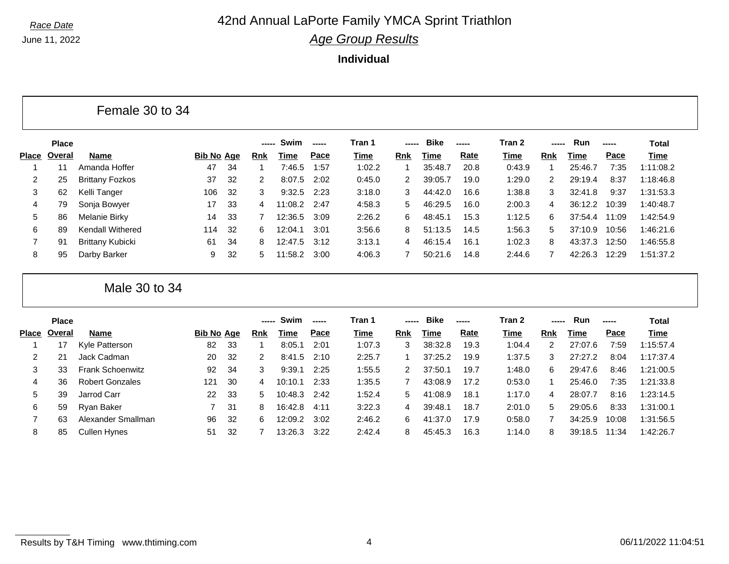Race Date

June 11, 2022

# 42nd Annual LaPorte Family YMCA Sprint Triathlon

## *Age Group Results*

**Individual**

### Female 30 to 34

| Place | Place Overal | Name | Bib No | Age | Swim Rnk | Swim Time | Swim Pace | Tran 1 Time | Bike Rnk | Bike Time | Bike Rate | Tran 2 Time | Run Rnk | Run Time | Run Pace | Total Time |
|---|---|---|---|---|---|---|---|---|---|---|---|---|---|---|---|---|
| 1 | 11 | Amanda Hoffer | 47 | 34 | 1 | 7:46.5 | 1:57 | 1:02.2 | 1 | 35:48.7 | 20.8 | 0:43.9 | 1 | 25:46.7 | 7:35 | 1:11:08.2 |
| 2 | 25 | Brittany Fozkos | 37 | 32 | 2 | 8:07.5 | 2:02 | 0:45.0 | 2 | 39:05.7 | 19.0 | 1:29.0 | 2 | 29:19.4 | 8:37 | 1:18:46.8 |
| 3 | 62 | Kelli Tanger | 106 | 32 | 3 | 9:32.5 | 2:23 | 3:18.0 | 3 | 44:42.0 | 16.6 | 1:38.8 | 3 | 32:41.8 | 9:37 | 1:31:53.3 |
| 4 | 79 | Sonja Bowyer | 17 | 33 | 4 | 11:08.2 | 2:47 | 4:58.3 | 5 | 46:29.5 | 16.0 | 2:00.3 | 4 | 36:12.2 | 10:39 | 1:40:48.7 |
| 5 | 86 | Melanie Birky | 14 | 33 | 7 | 12:36.5 | 3:09 | 2:26.2 | 6 | 48:45.1 | 15.3 | 1:12.5 | 6 | 37:54.4 | 11:09 | 1:42:54.9 |
| 6 | 89 | Kendall Withered | 114 | 32 | 6 | 12:04.1 | 3:01 | 3:56.6 | 8 | 51:13.5 | 14.5 | 1:56.3 | 5 | 37:10.9 | 10:56 | 1:46:21.6 |
| 7 | 91 | Brittany Kubicki | 61 | 34 | 8 | 12:47.5 | 3:12 | 3:13.1 | 4 | 46:15.4 | 16.1 | 1:02.3 | 8 | 43:37.3 | 12:50 | 1:46:55.8 |
| 8 | 95 | Darby Barker | 9 | 32 | 5 | 11:58.2 | 3:00 | 4:06.3 | 7 | 50:21.6 | 14.8 | 2:44.6 | 7 | 42:26.3 | 12:29 | 1:51:37.2 |

### Male 30 to 34

| Place | Place Overal | Name | Bib No | Age | Swim Rnk | Swim Time | Swim Pace | Tran 1 Time | Bike Rnk | Bike Time | Bike Rate | Tran 2 Time | Run Rnk | Run Time | Run Pace | Total Time |
|---|---|---|---|---|---|---|---|---|---|---|---|---|---|---|---|---|
| 1 | 17 | Kyle Patterson | 82 | 33 | 1 | 8:05.1 | 2:01 | 1:07.3 | 3 | 38:32.8 | 19.3 | 1:04.4 | 2 | 27:07.6 | 7:59 | 1:15:57.4 |
| 2 | 21 | Jack Cadman | 20 | 32 | 2 | 8:41.5 | 2:10 | 2:25.7 | 1 | 37:25.2 | 19.9 | 1:37.5 | 3 | 27:27.2 | 8:04 | 1:17:37.4 |
| 3 | 33 | Frank Schoenwitz | 92 | 34 | 3 | 9:39.1 | 2:25 | 1:55.5 | 2 | 37:50.1 | 19.7 | 1:48.0 | 6 | 29:47.6 | 8:46 | 1:21:00.5 |
| 4 | 36 | Robert Gonzales | 121 | 30 | 4 | 10:10.1 | 2:33 | 1:35.5 | 7 | 43:08.9 | 17.2 | 0:53.0 | 1 | 25:46.0 | 7:35 | 1:21:33.8 |
| 5 | 39 | Jarrod Carr | 22 | 33 | 5 | 10:48.3 | 2:42 | 1:52.4 | 5 | 41:08.9 | 18.1 | 1:17.0 | 4 | 28:07.7 | 8:16 | 1:23:14.5 |
| 6 | 59 | Ryan Baker | 7 | 31 | 8 | 16:42.8 | 4:11 | 3:22.3 | 4 | 39:48.1 | 18.7 | 2:01.0 | 5 | 29:05.6 | 8:33 | 1:31:00.1 |
| 7 | 63 | Alexander Smallman | 96 | 32 | 6 | 12:09.2 | 3:02 | 2:46.2 | 6 | 41:37.0 | 17.9 | 0:58.0 | 7 | 34:25.9 | 10:08 | 1:31:56.5 |
| 8 | 85 | Cullen Hynes | 51 | 32 | 7 | 13:26.3 | 3:22 | 2:42.4 | 8 | 45:45.3 | 16.3 | 1:14.0 | 8 | 39:18.5 | 11:34 | 1:42:26.7 |

Results by T&H Timing www.thtiming.com

06/11/2022 11:04:51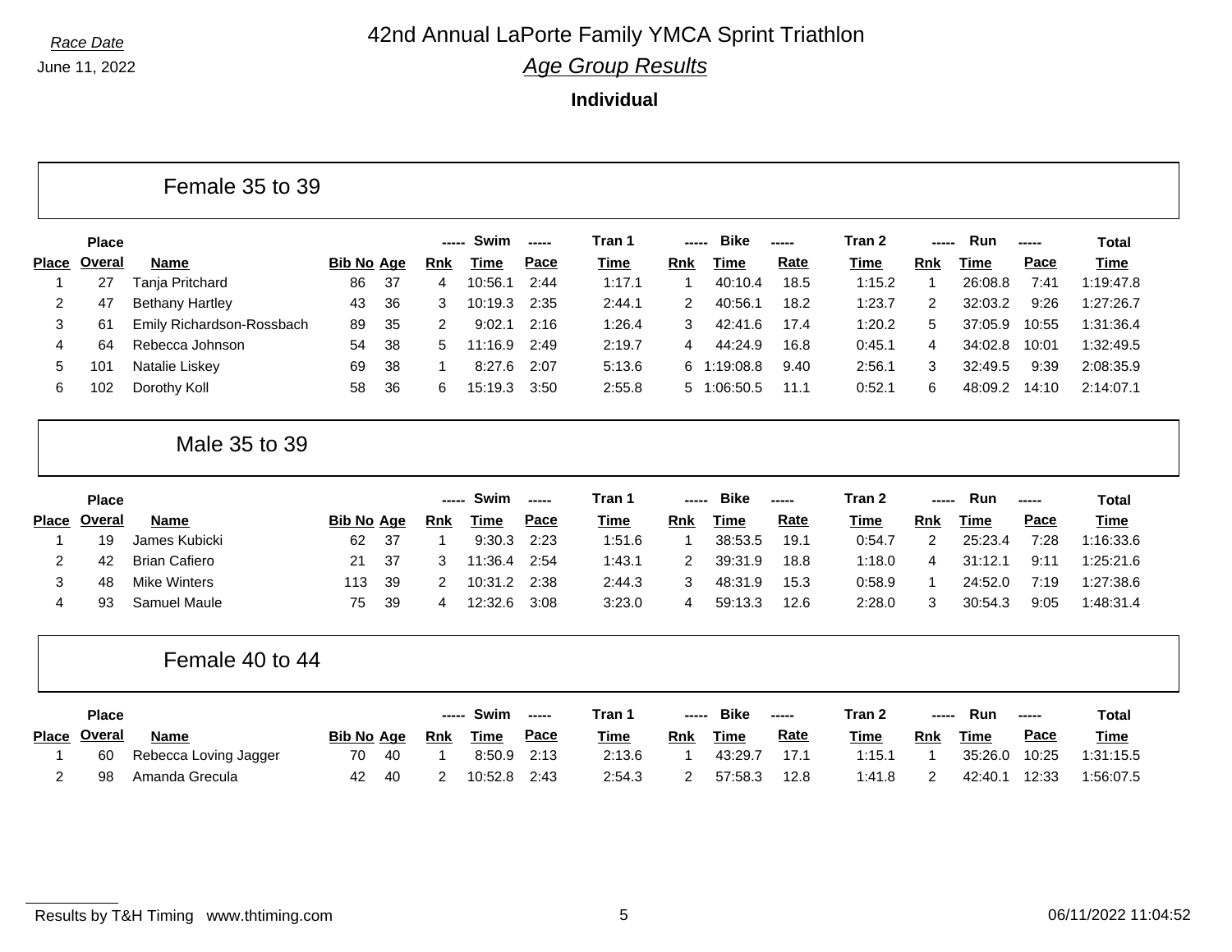*Race Date*

June 11, 2022

# 42nd Annual LaPorte Family YMCA Sprint Triathlon

## *Age Group Results*

**Individual**

### Female 35 to 39

| Place | Place Overal | Name | Bib No | Age | Swim Rnk | Swim Time | Swim Pace | Tran 1 Time | Bike Rnk | Bike Time | Bike Rate | Tran 2 Time | Run Rnk | Run Time | Run Pace | Total Time |
|---|---|---|---|---|---|---|---|---|---|---|---|---|---|---|---|---|
| 1 | 27 | Tanja Pritchard | 86 | 37 | 4 | 10:56.1 | 2:44 | 1:17.1 | 1 | 40:10.4 | 18.5 | 1:15.2 | 1 | 26:08.8 | 7:41 | 1:19:47.8 |
| 2 | 47 | Bethany Hartley | 43 | 36 | 3 | 10:19.3 | 2:35 | 2:44.1 | 2 | 40:56.1 | 18.2 | 1:23.7 | 2 | 32:03.2 | 9:26 | 1:27:26.7 |
| 3 | 61 | Emily Richardson-Rossbach | 89 | 35 | 2 | 9:02.1 | 2:16 | 1:26.4 | 3 | 42:41.6 | 17.4 | 1:20.2 | 5 | 37:05.9 | 10:55 | 1:31:36.4 |
| 4 | 64 | Rebecca Johnson | 54 | 38 | 5 | 11:16.9 | 2:49 | 2:19.7 | 4 | 44:24.9 | 16.8 | 0:45.1 | 4 | 34:02.8 | 10:01 | 1:32:49.5 |
| 5 | 101 | Natalie Liskey | 69 | 38 | 1 | 8:27.6 | 2:07 | 5:13.6 | 6 | 1:19:08.8 | 9.40 | 2:56.1 | 3 | 32:49.5 | 9:39 | 2:08:35.9 |
| 6 | 102 | Dorothy Koll | 58 | 36 | 6 | 15:19.3 | 3:50 | 2:55.8 | 5 | 1:06:50.5 | 11.1 | 0:52.1 | 6 | 48:09.2 | 14:10 | 2:14:07.1 |

### Male 35 to 39

| Place | Place Overal | Name | Bib No | Age | Swim Rnk | Swim Time | Swim Pace | Tran 1 Time | Bike Rnk | Bike Time | Bike Rate | Tran 2 Time | Run Rnk | Run Time | Run Pace | Total Time |
|---|---|---|---|---|---|---|---|---|---|---|---|---|---|---|---|---|
| 1 | 19 | James Kubicki | 62 | 37 | 1 | 9:30.3 | 2:23 | 1:51.6 | 1 | 38:53.5 | 19.1 | 0:54.7 | 2 | 25:23.4 | 7:28 | 1:16:33.6 |
| 2 | 42 | Brian Cafiero | 21 | 37 | 3 | 11:36.4 | 2:54 | 1:43.1 | 2 | 39:31.9 | 18.8 | 1:18.0 | 4 | 31:12.1 | 9:11 | 1:25:21.6 |
| 3 | 48 | Mike Winters | 113 | 39 | 2 | 10:31.2 | 2:38 | 2:44.3 | 3 | 48:31.9 | 15.3 | 0:58.9 | 1 | 24:52.0 | 7:19 | 1:27:38.6 |
| 4 | 93 | Samuel Maule | 75 | 39 | 4 | 12:32.6 | 3:08 | 3:23.0 | 4 | 59:13.3 | 12.6 | 2:28.0 | 3 | 30:54.3 | 9:05 | 1:48:31.4 |

### Female 40 to 44

| Place | Place Overal | Name | Bib No | Age | Swim Rnk | Swim Time | Swim Pace | Tran 1 Time | Bike Rnk | Bike Time | Bike Rate | Tran 2 Time | Run Rnk | Run Time | Run Pace | Total Time |
|---|---|---|---|---|---|---|---|---|---|---|---|---|---|---|---|---|
| 1 | 60 | Rebecca Loving Jagger | 70 | 40 | 1 | 8:50.9 | 2:13 | 2:13.6 | 1 | 43:29.7 | 17.1 | 1:15.1 | 1 | 35:26.0 | 10:25 | 1:31:15.5 |
| 2 | 98 | Amanda Grecula | 42 | 40 | 2 | 10:52.8 | 2:43 | 2:54.3 | 2 | 57:58.3 | 12.8 | 1:41.8 | 2 | 42:40.1 | 12:33 | 1:56:07.5 |

Results by T&H Timing www.thtiming.com

06/11/2022 11:04:52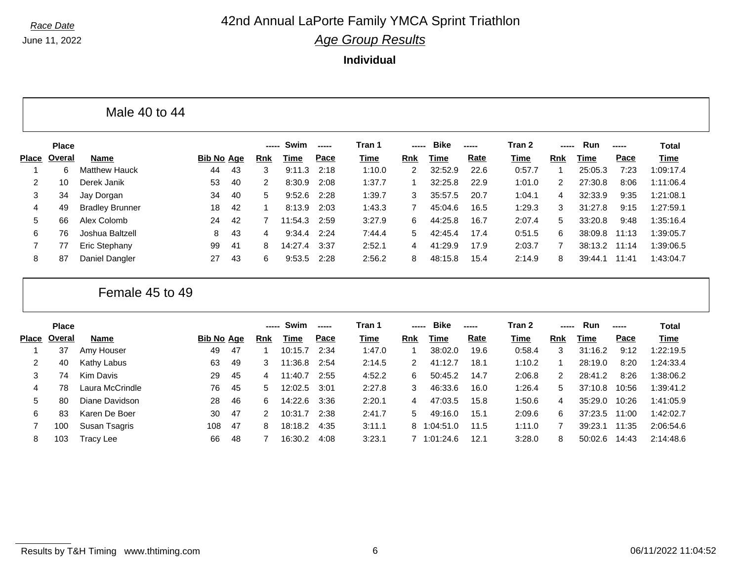*Race Date*

June 11, 2022

# 42nd Annual LaPorte Family YMCA Sprint Triathlon

## *Age Group Results*

**Individual**

### Male 40 to 44

| Place | Place Overal | Name | Bib No | Age | Swim Rnk | Swim Time | Swim Pace | Tran 1 Time | Bike Rnk | Bike Time | Bike Rate | Tran 2 Time | Run Rnk | Run Time | Run Pace | Total Time |
|---|---|---|---|---|---|---|---|---|---|---|---|---|---|---|---|---|
| 1 | 6 | Matthew Hauck | 44 | 43 | 3 | 9:11.3 | 2:18 | 1:10.0 | 2 | 32:52.9 | 22.6 | 0:57.7 | 1 | 25:05.3 | 7:23 | 1:09:17.4 |
| 2 | 10 | Derek Janik | 53 | 40 | 2 | 8:30.9 | 2:08 | 1:37.7 | 1 | 32:25.8 | 22.9 | 1:01.0 | 2 | 27:30.8 | 8:06 | 1:11:06.4 |
| 3 | 34 | Jay Dorgan | 34 | 40 | 5 | 9:52.6 | 2:28 | 1:39.7 | 3 | 35:57.5 | 20.7 | 1:04.1 | 4 | 32:33.9 | 9:35 | 1:21:08.1 |
| 4 | 49 | Bradley Brunner | 18 | 42 | 1 | 8:13.9 | 2:03 | 1:43.3 | 7 | 45:04.6 | 16.5 | 1:29.3 | 3 | 31:27.8 | 9:15 | 1:27:59.1 |
| 5 | 66 | Alex Colomb | 24 | 42 | 7 | 11:54.3 | 2:59 | 3:27.9 | 6 | 44:25.8 | 16.7 | 2:07.4 | 5 | 33:20.8 | 9:48 | 1:35:16.4 |
| 6 | 76 | Joshua Baltzell | 8 | 43 | 4 | 9:34.4 | 2:24 | 7:44.4 | 5 | 42:45.4 | 17.4 | 0:51.5 | 6 | 38:09.8 | 11:13 | 1:39:05.7 |
| 7 | 77 | Eric Stephany | 99 | 41 | 8 | 14:27.4 | 3:37 | 2:52.1 | 4 | 41:29.9 | 17.9 | 2:03.7 | 7 | 38:13.2 | 11:14 | 1:39:06.5 |
| 8 | 87 | Daniel Dangler | 27 | 43 | 6 | 9:53.5 | 2:28 | 2:56.2 | 8 | 48:15.8 | 15.4 | 2:14.9 | 8 | 39:44.1 | 11:41 | 1:43:04.7 |

### Female 45 to 49

| Place | Place Overal | Name | Bib No | Age | Swim Rnk | Swim Time | Swim Pace | Tran 1 Time | Bike Rnk | Bike Time | Bike Rate | Tran 2 Time | Run Rnk | Run Time | Run Pace | Total Time |
|---|---|---|---|---|---|---|---|---|---|---|---|---|---|---|---|---|
| 1 | 37 | Amy Houser | 49 | 47 | 1 | 10:15.7 | 2:34 | 1:47.0 | 1 | 38:02.0 | 19.6 | 0:58.4 | 3 | 31:16.2 | 9:12 | 1:22:19.5 |
| 2 | 40 | Kathy Labus | 63 | 49 | 3 | 11:36.8 | 2:54 | 2:14.5 | 2 | 41:12.7 | 18.1 | 1:10.2 | 1 | 28:19.0 | 8:20 | 1:24:33.4 |
| 3 | 74 | Kim Davis | 29 | 45 | 4 | 11:40.7 | 2:55 | 4:52.2 | 6 | 50:45.2 | 14.7 | 2:06.8 | 2 | 28:41.2 | 8:26 | 1:38:06.2 |
| 4 | 78 | Laura McCrindle | 76 | 45 | 5 | 12:02.5 | 3:01 | 2:27.8 | 3 | 46:33.6 | 16.0 | 1:26.4 | 5 | 37:10.8 | 10:56 | 1:39:41.2 |
| 5 | 80 | Diane Davidson | 28 | 46 | 6 | 14:22.6 | 3:36 | 2:20.1 | 4 | 47:03.5 | 15.8 | 1:50.6 | 4 | 35:29.0 | 10:26 | 1:41:05.9 |
| 6 | 83 | Karen De Boer | 30 | 47 | 2 | 10:31.7 | 2:38 | 2:41.7 | 5 | 49:16.0 | 15.1 | 2:09.6 | 6 | 37:23.5 | 11:00 | 1:42:02.7 |
| 7 | 100 | Susan Tsagris | 108 | 47 | 8 | 18:18.2 | 4:35 | 3:11.1 | 8 | 1:04:51.0 | 11.5 | 1:11.0 | 7 | 39:23.1 | 11:35 | 2:06:54.6 |
| 8 | 103 | Tracy Lee | 66 | 48 | 7 | 16:30.2 | 4:08 | 3:23.1 | 7 | 1:01:24.6 | 12.1 | 3:28.0 | 8 | 50:02.6 | 14:43 | 2:14:48.6 |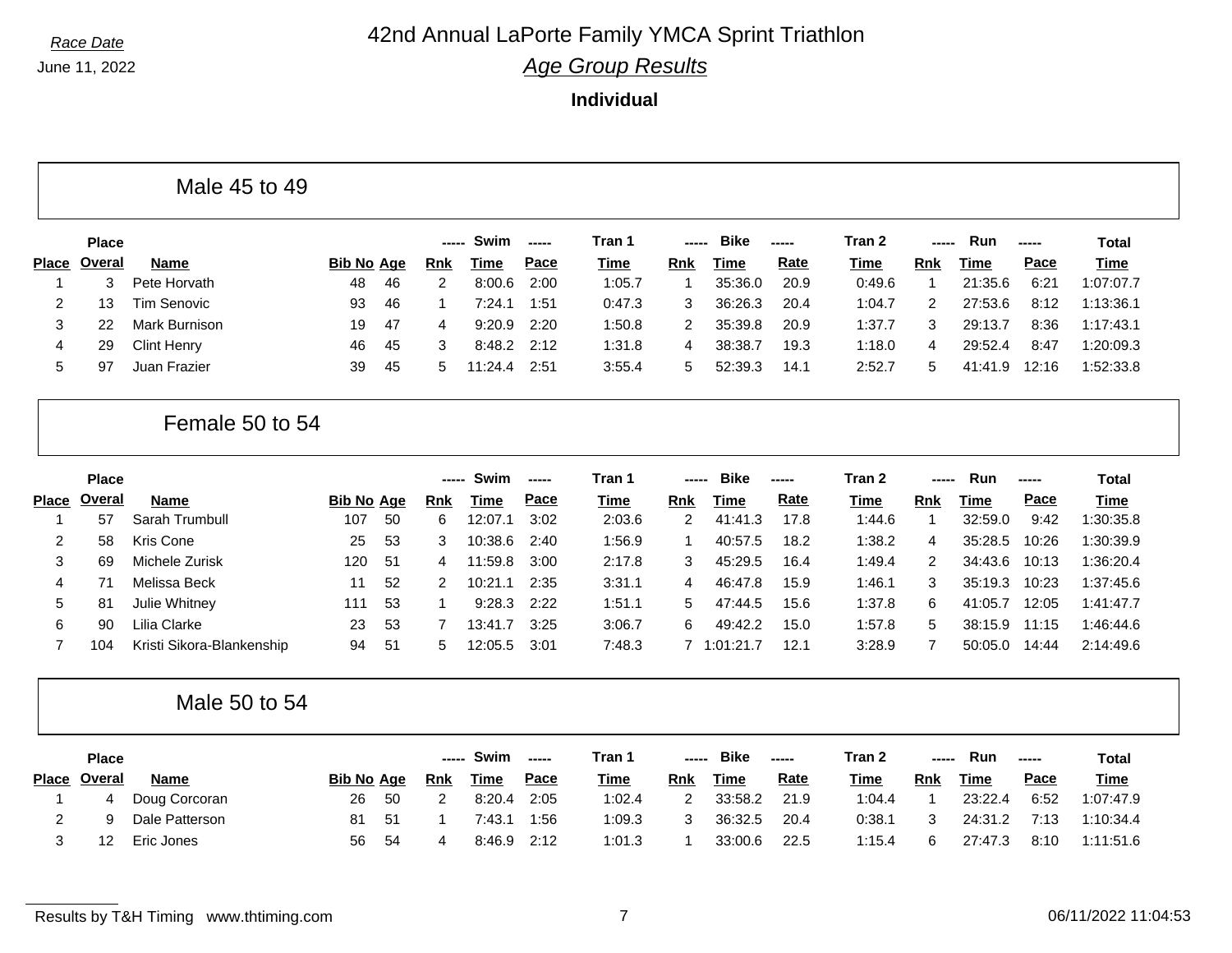*Race Date*

June 11, 2022

# 42nd Annual LaPorte Family YMCA Sprint Triathlon

## *Age Group Results*

**Individual**

### Male 45 to 49

| Place | Place Overal | Name | Bib No | Age | Swim Rnk | Swim Time | Swim Pace | Tran 1 Time | Bike Rnk | Bike Time | Bike Rate | Tran 2 Time | Run Rnk | Run Time | Run Pace | Total Time |
|---|---|---|---|---|---|---|---|---|---|---|---|---|---|---|---|---|
| 1 | 3 | Pete Horvath | 48 | 46 | 2 | 8:00.6 | 2:00 | 1:05.7 | 1 | 35:36.0 | 20.9 | 0:49.6 | 1 | 21:35.6 | 6:21 | 1:07:07.7 |
| 2 | 13 | Tim Senovic | 93 | 46 | 1 | 7:24.1 | 1:51 | 0:47.3 | 3 | 36:26.3 | 20.4 | 1:04.7 | 2 | 27:53.6 | 8:12 | 1:13:36.1 |
| 3 | 22 | Mark Burnison | 19 | 47 | 4 | 9:20.9 | 2:20 | 1:50.8 | 2 | 35:39.8 | 20.9 | 1:37.7 | 3 | 29:13.7 | 8:36 | 1:17:43.1 |
| 4 | 29 | Clint Henry | 46 | 45 | 3 | 8:48.2 | 2:12 | 1:31.8 | 4 | 38:38.7 | 19.3 | 1:18.0 | 4 | 29:52.4 | 8:47 | 1:20:09.3 |
| 5 | 97 | Juan Frazier | 39 | 45 | 5 | 11:24.4 | 2:51 | 3:55.4 | 5 | 52:39.3 | 14.1 | 2:52.7 | 5 | 41:41.9 | 12:16 | 1:52:33.8 |

### Female 50 to 54

| Place | Place Overal | Name | Bib No | Age | Swim Rnk | Swim Time | Swim Pace | Tran 1 Time | Bike Rnk | Bike Time | Bike Rate | Tran 2 Time | Run Rnk | Run Time | Run Pace | Total Time |
|---|---|---|---|---|---|---|---|---|---|---|---|---|---|---|---|---|
| 1 | 57 | Sarah Trumbull | 107 | 50 | 6 | 12:07.1 | 3:02 | 2:03.6 | 2 | 41:41.3 | 17.8 | 1:44.6 | 1 | 32:59.0 | 9:42 | 1:30:35.8 |
| 2 | 58 | Kris Cone | 25 | 53 | 3 | 10:38.6 | 2:40 | 1:56.9 | 1 | 40:57.5 | 18.2 | 1:38.2 | 4 | 35:28.5 | 10:26 | 1:30:39.9 |
| 3 | 69 | Michele Zurisk | 120 | 51 | 4 | 11:59.8 | 3:00 | 2:17.8 | 3 | 45:29.5 | 16.4 | 1:49.4 | 2 | 34:43.6 | 10:13 | 1:36:20.4 |
| 4 | 71 | Melissa Beck | 11 | 52 | 2 | 10:21.1 | 2:35 | 3:31.1 | 4 | 46:47.8 | 15.9 | 1:46.1 | 3 | 35:19.3 | 10:23 | 1:37:45.6 |
| 5 | 81 | Julie Whitney | 111 | 53 | 1 | 9:28.3 | 2:22 | 1:51.1 | 5 | 47:44.5 | 15.6 | 1:37.8 | 6 | 41:05.7 | 12:05 | 1:41:47.7 |
| 6 | 90 | Lilia Clarke | 23 | 53 | 7 | 13:41.7 | 3:25 | 3:06.7 | 6 | 49:42.2 | 15.0 | 1:57.8 | 5 | 38:15.9 | 11:15 | 1:46:44.6 |
| 7 | 104 | Kristi Sikora-Blankenship | 94 | 51 | 5 | 12:05.5 | 3:01 | 7:48.3 | 7 | 1:01:21.7 | 12.1 | 3:28.9 | 7 | 50:05.0 | 14:44 | 2:14:49.6 |

### Male 50 to 54

| Place | Place Overal | Name | Bib No | Age | Swim Rnk | Swim Time | Swim Pace | Tran 1 Time | Bike Rnk | Bike Time | Bike Rate | Tran 2 Time | Run Rnk | Run Time | Run Pace | Total Time |
|---|---|---|---|---|---|---|---|---|---|---|---|---|---|---|---|---|
| 1 | 4 | Doug Corcoran | 26 | 50 | 2 | 8:20.4 | 2:05 | 1:02.4 | 2 | 33:58.2 | 21.9 | 1:04.4 | 1 | 23:22.4 | 6:52 | 1:07:47.9 |
| 2 | 9 | Dale Patterson | 81 | 51 | 1 | 7:43.1 | 1:56 | 1:09.3 | 3 | 36:32.5 | 20.4 | 0:38.1 | 3 | 24:31.2 | 7:13 | 1:10:34.4 |
| 3 | 12 | Eric Jones | 56 | 54 | 4 | 8:46.9 | 2:12 | 1:01.3 | 1 | 33:00.6 | 22.5 | 1:15.4 | 6 | 27:47.3 | 8:10 | 1:11:51.6 |

Results by T&H Timing www.thtiming.com 06/11/2022 11:04:53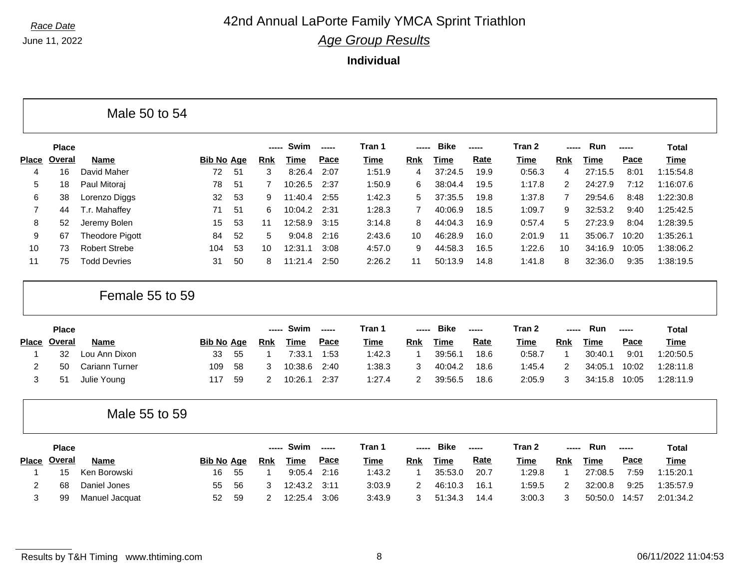*Race Date*

June 11, 2022

# 42nd Annual LaPorte Family YMCA Sprint Triathlon

## *Age Group Results*

**Individual**

### Male 50 to 54

| Place | Place Overal | Name | Bib No | Age | Swim Rnk | Swim Time | Swim Pace | Tran 1 Time | Bike Rnk | Bike Time | Bike Rate | Tran 2 Time | Run Rnk | Run Time | Run Pace | Total Time |
|---|---|---|---|---|---|---|---|---|---|---|---|---|---|---|---|---|
| 4 | 16 | David Maher | 72 | 51 | 3 | 8:26.4 | 2:07 | 1:51.9 | 4 | 37:24.5 | 19.9 | 0:56.3 | 4 | 27:15.5 | 8:01 | 1:15:54.8 |
| 5 | 18 | Paul Mitoraj | 78 | 51 | 7 | 10:26.5 | 2:37 | 1:50.9 | 6 | 38:04.4 | 19.5 | 1:17.8 | 2 | 24:27.9 | 7:12 | 1:16:07.6 |
| 6 | 38 | Lorenzo Diggs | 32 | 53 | 9 | 11:40.4 | 2:55 | 1:42.3 | 5 | 37:35.5 | 19.8 | 1:37.8 | 7 | 29:54.6 | 8:48 | 1:22:30.8 |
| 7 | 44 | T.r. Mahaffey | 71 | 51 | 6 | 10:04.2 | 2:31 | 1:28.3 | 7 | 40:06.9 | 18.5 | 1:09.7 | 9 | 32:53.2 | 9:40 | 1:25:42.5 |
| 8 | 52 | Jeremy Bolen | 15 | 53 | 11 | 12:58.9 | 3:15 | 3:14.8 | 8 | 44:04.3 | 16.9 | 0:57.4 | 5 | 27:23.9 | 8:04 | 1:28:39.5 |
| 9 | 67 | Theodore Pigott | 84 | 52 | 5 | 9:04.8 | 2:16 | 2:43.6 | 10 | 46:28.9 | 16.0 | 2:01.9 | 11 | 35:06.7 | 10:20 | 1:35:26.1 |
| 10 | 73 | Robert Strebe | 104 | 53 | 10 | 12:31.1 | 3:08 | 4:57.0 | 9 | 44:58.3 | 16.5 | 1:22.6 | 10 | 34:16.9 | 10:05 | 1:38:06.2 |
| 11 | 75 | Todd Devries | 31 | 50 | 8 | 11:21.4 | 2:50 | 2:26.2 | 11 | 50:13.9 | 14.8 | 1:41.8 | 8 | 32:36.0 | 9:35 | 1:38:19.5 |

### Female 55 to 59

| Place | Place Overal | Name | Bib No | Age | Swim Rnk | Swim Time | Swim Pace | Tran 1 Time | Bike Rnk | Bike Time | Bike Rate | Tran 2 Time | Run Rnk | Run Time | Run Pace | Total Time |
|---|---|---|---|---|---|---|---|---|---|---|---|---|---|---|---|---|
| 1 | 32 | Lou Ann Dixon | 33 | 55 | 1 | 7:33.1 | 1:53 | 1:42.3 | 1 | 39:56.1 | 18.6 | 0:58.7 | 1 | 30:40.1 | 9:01 | 1:20:50.5 |
| 2 | 50 | Cariann Turner | 109 | 58 | 3 | 10:38.6 | 2:40 | 1:38.3 | 3 | 40:04.2 | 18.6 | 1:45.4 | 2 | 34:05.1 | 10:02 | 1:28:11.8 |
| 3 | 51 | Julie Young | 117 | 59 | 2 | 10:26.1 | 2:37 | 1:27.4 | 2 | 39:56.5 | 18.6 | 2:05.9 | 3 | 34:15.8 | 10:05 | 1:28:11.9 |

### Male 55 to 59

| Place | Place Overal | Name | Bib No | Age | Swim Rnk | Swim Time | Swim Pace | Tran 1 Time | Bike Rnk | Bike Time | Bike Rate | Tran 2 Time | Run Rnk | Run Time | Run Pace | Total Time |
|---|---|---|---|---|---|---|---|---|---|---|---|---|---|---|---|---|
| 1 | 15 | Ken Borowski | 16 | 55 | 1 | 9:05.4 | 2:16 | 1:43.2 | 1 | 35:53.0 | 20.7 | 1:29.8 | 1 | 27:08.5 | 7:59 | 1:15:20.1 |
| 2 | 68 | Daniel Jones | 55 | 56 | 3 | 12:43.2 | 3:11 | 3:03.9 | 2 | 46:10.3 | 16.1 | 1:59.5 | 2 | 32:00.8 | 9:25 | 1:35:57.9 |
| 3 | 99 | Manuel Jacquat | 52 | 59 | 2 | 12:25.4 | 3:06 | 3:43.9 | 3 | 51:34.3 | 14.4 | 3:00.3 | 3 | 50:50.0 | 14:57 | 2:01:34.2 |

Results by T&H Timing   www.thtiming.com   06/11/2022 11:04:53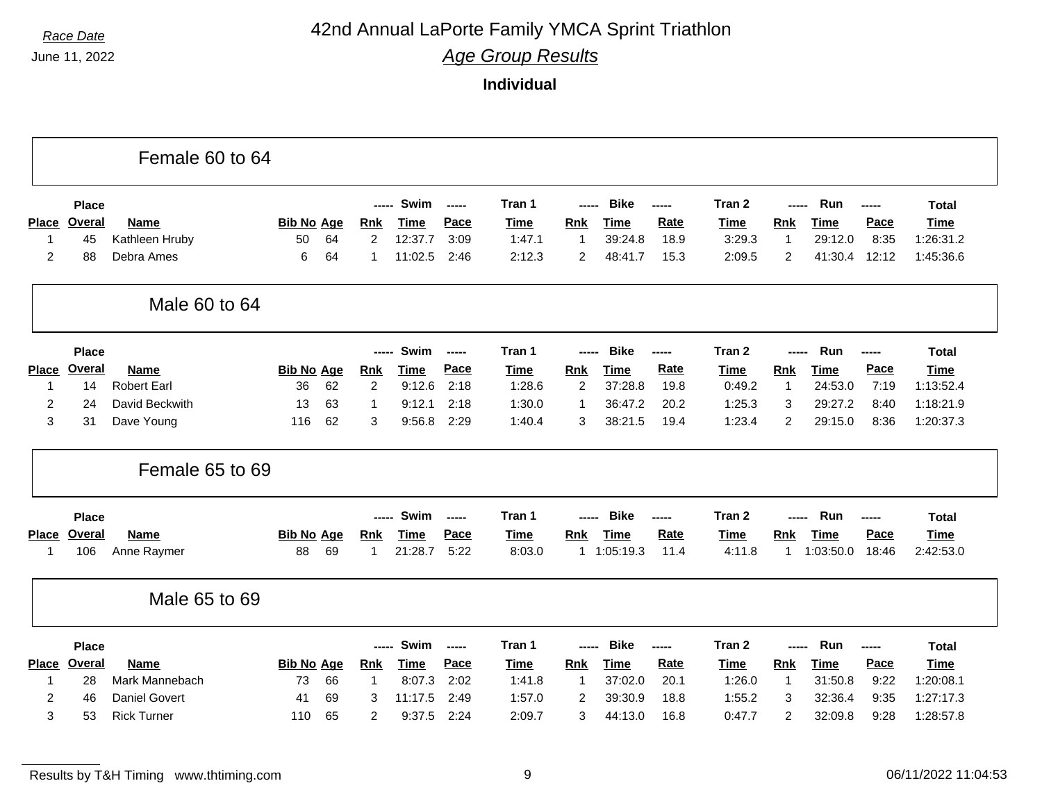*Race Date*

June 11, 2022

# 42nd Annual LaPorte Family YMCA Sprint Triathlon

## *Age Group Results*

**Individual**

### Female 60 to 64

| Place | Place Overal | Name | Bib No | Age | Swim Rnk | Swim Time | Swim Pace | Tran 1 Time | Bike Rnk | Bike Time | Bike Rate | Tran 2 Time | Run Rnk | Run Time | Run Pace | Total Time |
|---|---|---|---|---|---|---|---|---|---|---|---|---|---|---|---|---|
| 1 | 45 | Kathleen Hruby | 50 | 64 | 2 | 12:37.7 | 3:09 | 1:47.1 | 1 | 39:24.8 | 18.9 | 3:29.3 | 1 | 29:12.0 | 8:35 | 1:26:31.2 |
| 2 | 88 | Debra Ames | 6 | 64 | 1 | 11:02.5 | 2:46 | 2:12.3 | 2 | 48:41.7 | 15.3 | 2:09.5 | 2 | 41:30.4 | 12:12 | 1:45:36.6 |

### Male 60 to 64

| Place | Place Overal | Name | Bib No | Age | Swim Rnk | Swim Time | Swim Pace | Tran 1 Time | Bike Rnk | Bike Time | Bike Rate | Tran 2 Time | Run Rnk | Run Time | Run Pace | Total Time |
|---|---|---|---|---|---|---|---|---|---|---|---|---|---|---|---|---|
| 1 | 14 | Robert Earl | 36 | 62 | 2 | 9:12.6 | 2:18 | 1:28.6 | 2 | 37:28.8 | 19.8 | 0:49.2 | 1 | 24:53.0 | 7:19 | 1:13:52.4 |
| 2 | 24 | David Beckwith | 13 | 63 | 1 | 9:12.1 | 2:18 | 1:30.0 | 1 | 36:47.2 | 20.2 | 1:25.3 | 3 | 29:27.2 | 8:40 | 1:18:21.9 |
| 3 | 31 | Dave Young | 116 | 62 | 3 | 9:56.8 | 2:29 | 1:40.4 | 3 | 38:21.5 | 19.4 | 1:23.4 | 2 | 29:15.0 | 8:36 | 1:20:37.3 |

### Female 65 to 69

| Place | Place Overal | Name | Bib No | Age | Swim Rnk | Swim Time | Swim Pace | Tran 1 Time | Bike Rnk | Bike Time | Bike Rate | Tran 2 Time | Run Rnk | Run Time | Run Pace | Total Time |
|---|---|---|---|---|---|---|---|---|---|---|---|---|---|---|---|---|
| 1 | 106 | Anne Raymer | 88 | 69 | 1 | 21:28.7 | 5:22 | 8:03.0 | 1 | 1:05:19.3 | 11.4 | 4:11.8 | 1 | 1:03:50.0 | 18:46 | 2:42:53.0 |

### Male 65 to 69

| Place | Place Overal | Name | Bib No | Age | Swim Rnk | Swim Time | Swim Pace | Tran 1 Time | Bike Rnk | Bike Time | Bike Rate | Tran 2 Time | Run Rnk | Run Time | Run Pace | Total Time |
|---|---|---|---|---|---|---|---|---|---|---|---|---|---|---|---|---|
| 1 | 28 | Mark Mannebach | 73 | 66 | 1 | 8:07.3 | 2:02 | 1:41.8 | 1 | 37:02.0 | 20.1 | 1:26.0 | 1 | 31:50.8 | 9:22 | 1:20:08.1 |
| 2 | 46 | Daniel Govert | 41 | 69 | 3 | 11:17.5 | 2:49 | 1:57.0 | 2 | 39:30.9 | 18.8 | 1:55.2 | 3 | 32:36.4 | 9:35 | 1:27:17.3 |
| 3 | 53 | Rick Turner | 110 | 65 | 2 | 9:37.5 | 2:24 | 2:09.7 | 3 | 44:13.0 | 16.8 | 0:47.7 | 2 | 32:09.8 | 9:28 | 1:28:57.8 |

Results by T&H Timing www.thtiming.com

06/11/2022 11:04:53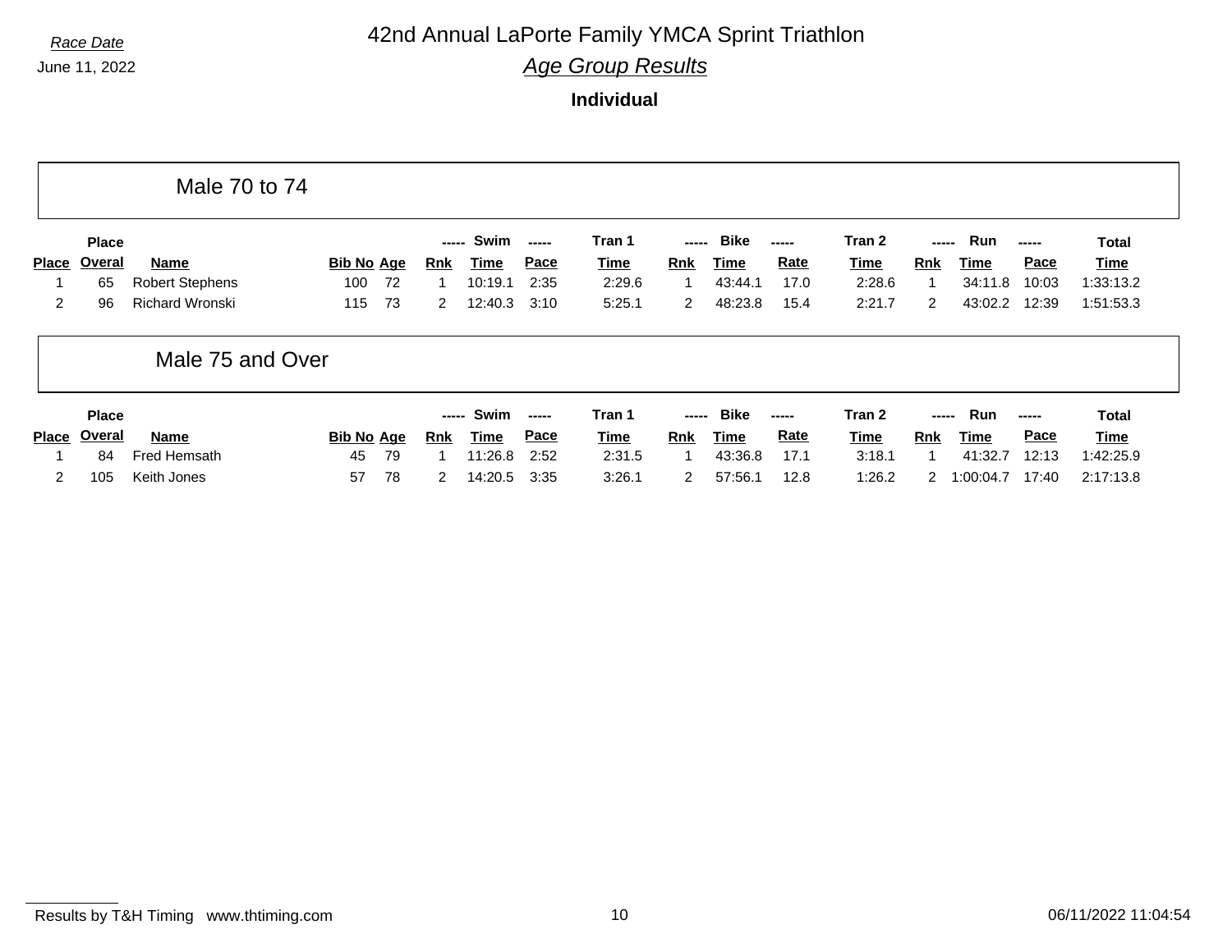Race Date

June 11, 2022

# 42nd Annual LaPorte Family YMCA Sprint Triathlon

## *Age Group Results*

**Individual**

### Male 70 to 74

| Place | Place Overal | Name | Bib No | Age | Swim Rnk | Swim Time | Swim Pace | Tran 1 Time | Bike Rnk | Bike Time | Bike Rate | Tran 2 Time | Run Rnk | Run Time | Run Pace | Total Time |
|---|---|---|---|---|---|---|---|---|---|---|---|---|---|---|---|---|
| 1 | 65 | Robert Stephens | 100 | 72 | 1 | 10:19.1 | 2:35 | 2:29.6 | 1 | 43:44.1 | 17.0 | 2:28.6 | 1 | 34:11.8 | 10:03 | 1:33:13.2 |
| 2 | 96 | Richard Wronski | 115 | 73 | 2 | 12:40.3 | 3:10 | 5:25.1 | 2 | 48:23.8 | 15.4 | 2:21.7 | 2 | 43:02.2 | 12:39 | 1:51:53.3 |

### Male 75 and Over

| Place | Place Overal | Name | Bib No | Age | Swim Rnk | Swim Time | Swim Pace | Tran 1 Time | Bike Rnk | Bike Time | Bike Rate | Tran 2 Time | Run Rnk | Run Time | Run Pace | Total Time |
|---|---|---|---|---|---|---|---|---|---|---|---|---|---|---|---|---|
| 1 | 84 | Fred Hemsath | 45 | 79 | 1 | 11:26.8 | 2:52 | 2:31.5 | 1 | 43:36.8 | 17.1 | 3:18.1 | 1 | 41:32.7 | 12:13 | 1:42:25.9 |
| 2 | 105 | Keith Jones | 57 | 78 | 2 | 14:20.5 | 3:35 | 3:26.1 | 2 | 57:56.1 | 12.8 | 1:26.2 | 2 | 1:00:04.7 | 17:40 | 2:17:13.8 |

Results by T&H Timing www.thtiming.com 06/11/2022 11:04:54